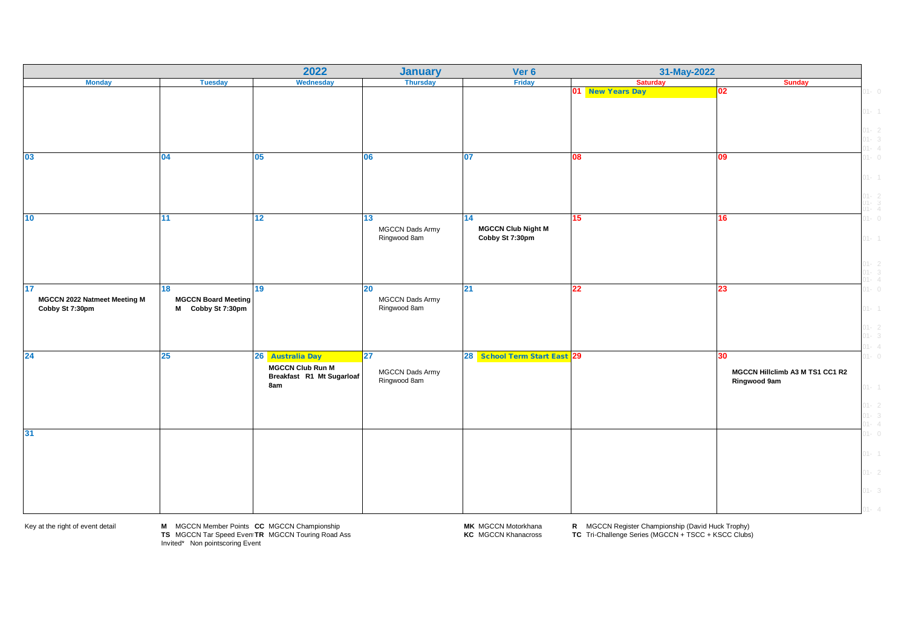| | | 2022 | January | Ver 6 | 31-May-2022 | |
|---|---|---|---|---|---|---|
| **Monday** | **Tuesday** | **Wednesday** | **Thursday** | **Friday** | **Saturday** | **Sunday** |
| | | | | | 01 **New Years Day** | 02 |
| 03 | 04 | 05 | 06 | 07 | 08 | 09 |
| 10 | 11 | 12 | 13 MGCCN Dads Army Ringwood 8am | 14 **MGCCN Club Night M Cobby St 7:30pm** | 15 | 16 |
| 17 **MGCCN 2022 Natmeet Meeting M Cobby St 7:30pm** | 18 **MGCCN Board Meeting M Cobby St 7:30pm** | 19 | 20 MGCCN Dads Army Ringwood 8am | 21 | 22 | 23 |
| 24 | 25 | 26 **Australia Day** **MGCCN Club Run M Breakfast R1 Mt Sugarloaf 8am** | 27 MGCCN Dads Army Ringwood 8am | 28 **School Term Start East** | 29 | 30 **MGCCN Hillclimb A3 M TS1 CC1 R2 Ringwood 9am** |
| 31 | | | | | | |

Key at the right of event detail

**M** MGCCN Member Points **CC** MGCCN Championship
**TS** MGCCN Tar Speed Event **TR** MGCCN Touring Road Ass
Invited* Non pointscoring Event

**MK** MGCCN Motorkhana
**KC** MGCCN Khanacross

**R** MGCCN Register Championship (David Huck Trophy)
**TC** Tri-Challenge Series (MGCCN + TSCC + KSCC Clubs)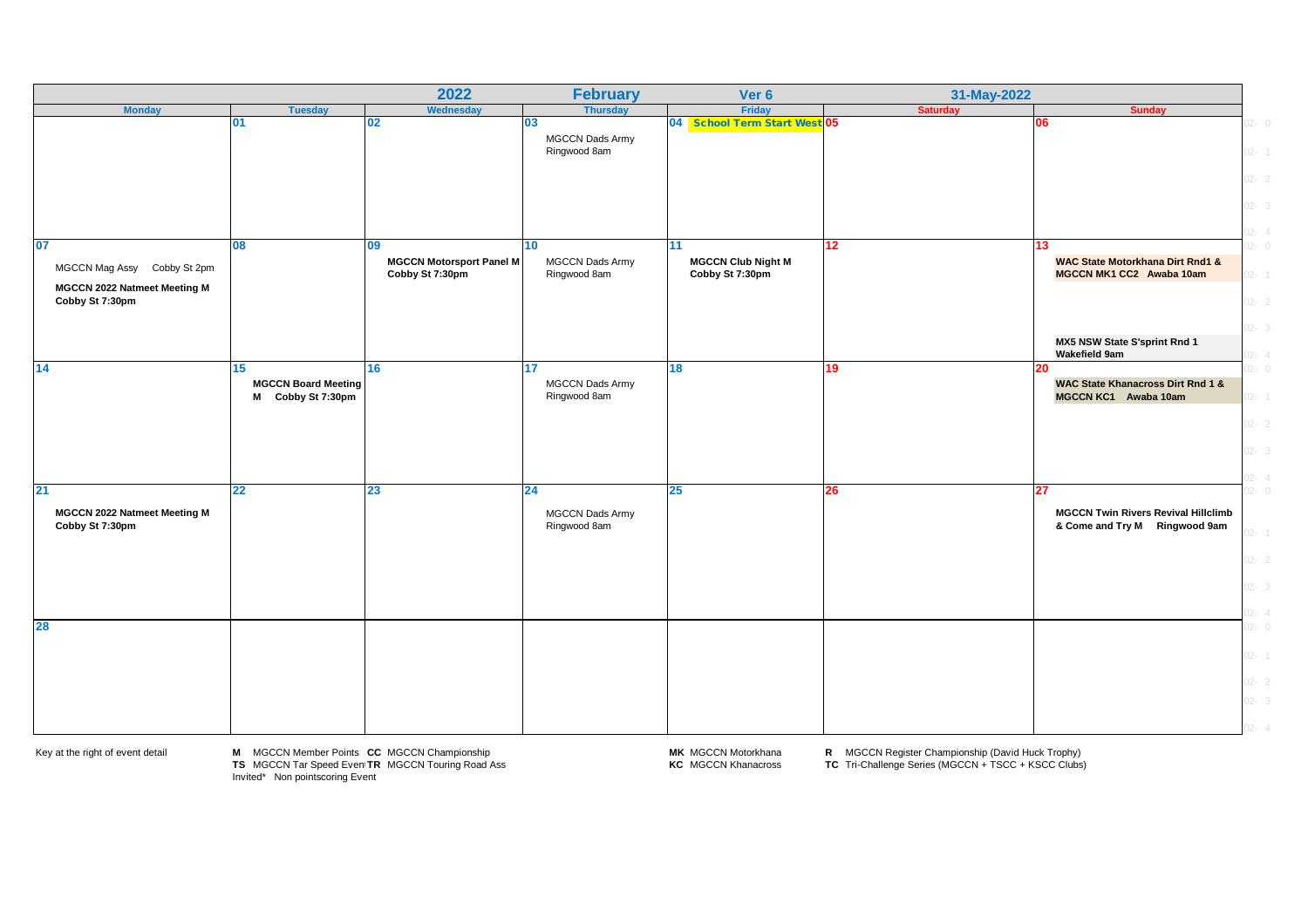| 2022 | | February | Ver 6 | 31-May-2022 | | |
|---|---|---|---|---|---|---|
| **Monday** | **Tuesday** | **Wednesday** | **Thursday** | **Friday** | **Saturday** | **Sunday** |
| | 01 | 02 | 03<br>MGCCN Dads Army<br>Ringwood 8am | 04 **School Term Start West** | 05 | 06 |
| 07<br>MGCCN Mag Assy Cobby St 2pm<br>**MGCCN 2022 Natmeet Meeting M**<br>**Cobby St 7:30pm** | 08 | 09<br>**MGCCN Motorsport Panel M**<br>**Cobby St 7:30pm** | 10<br>MGCCN Dads Army<br>Ringwood 8am | 11<br>**MGCCN Club Night M**<br>**Cobby St 7:30pm** | 12 | 13<br>**WAC State Motorkhana Dirt Rnd1 &**<br>**MGCCN MK1 CC2 Awaba 10am**<br>**MX5 NSW State S'sprint Rnd 1**<br>**Wakefield 9am** |
| 14 | 15<br>**MGCCN Board Meeting**<br>**M Cobby St 7:30pm** | 16 | 17<br>MGCCN Dads Army<br>Ringwood 8am | 18 | 19 | 20<br>**WAC State Khanacross Dirt Rnd 1 &**<br>**MGCCN KC1 Awaba 10am** |
| 21<br>**MGCCN 2022 Natmeet Meeting M**<br>**Cobby St 7:30pm** | 22 | 23 | 24<br>MGCCN Dads Army<br>Ringwood 8am | 25 | 26 | 27<br>**MGCCN Twin Rivers Revival Hillclimb**<br>**& Come and Try M Ringwood 9am** |
| 28 | | | | | | |

Key at the right of event detail

**M** MGCCN Member Points **CC** MGCCN Championship
**TS** MGCCN Tar Speed Event **TR** MGCCN Touring Road Ass
Invited* Non pointscoring Event

**MK** MGCCN Motorkhana
**KC** MGCCN Khanacross

**R** MGCCN Register Championship (David Huck Trophy)
**TC** Tri-Challenge Series (MGCCN + TSCC + KSCC Clubs)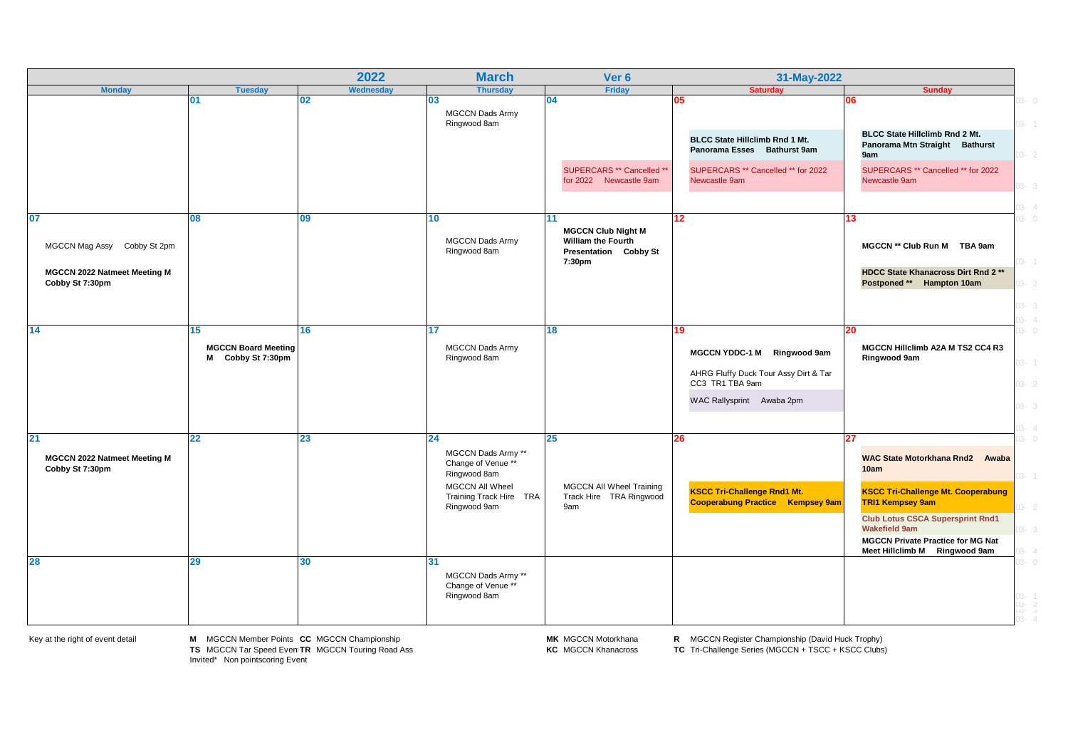| 2022 | | | March | Ver 6 | 31-May-2022 | |
|---|---|---|---|---|---|---|
| **Monday** | **Tuesday** | **Wednesday** | **Thursday** | **Friday** | **Saturday** | **Sunday** |
| | 01 | 02 | 03<br>MGCCN Dads Army Ringwood 8am | 04<br>SUPERCARS ** Cancelled ** for 2022 Newcastle 9am | 05<br>**BLCC State Hillclimb Rnd 1 Mt. Panorama Esses Bathurst 9am**<br>SUPERCARS ** Cancelled ** for 2022 Newcastle 9am | 06<br>**BLCC State Hillclimb Rnd 2 Mt. Panorama Mtn Straight Bathurst 9am**<br>SUPERCARS ** Cancelled ** for 2022 Newcastle 9am |
| 07<br>MGCCN Mag Assy Cobby St 2pm<br>**MGCCN 2022 Natmeet Meeting M Cobby St 7:30pm** | 08 | 09 | 10<br>MGCCN Dads Army Ringwood 8am | 11<br>**MGCCN Club Night M William the Fourth Presentation Cobby St 7:30pm** | 12 | 13<br>**MGCCN ** Club Run M TBA 9am**<br>**HDCC State Khanacross Dirt Rnd 2 ** Postponed ** Hampton 10am** |
| 14 | 15<br>**MGCCN Board Meeting M Cobby St 7:30pm** | 16 | 17<br>MGCCN Dads Army Ringwood 8am | 18 | 19<br>**MGCCN YDDC-1 M Ringwood 9am**<br>AHRG Fluffy Duck Tour Assy Dirt & Tar CC3 TR1 TBA 9am<br>WAC Rallysprint Awaba 2pm | 20<br>**MGCCN Hillclimb A2A M TS2 CC4 R3 Ringwood 9am** |
| 21<br>**MGCCN 2022 Natmeet Meeting M Cobby St 7:30pm** | 22 | 23 | 24<br>MGCCN Dads Army ** Change of Venue ** Ringwood 8am<br>MGCCN All Wheel Training Track Hire TRA Ringwood 9am | 25<br>MGCCN All Wheel Training Track Hire TRA Ringwood 9am | 26<br>**KSCC Tri-Challenge Rnd1 Mt. Cooperabung Practice Kempsey 9am** | 27<br>**WAC State Motorkhana Rnd2 Awaba 10am**<br>**KSCC Tri-Challenge Mt. Cooperabung TRI1 Kempsey 9am**<br>**Club Lotus CSCA Supersprint Rnd1 Wakefield 9am**<br>**MGCCN Private Practice for MG Nat Meet Hillclimb M Ringwood 9am** |
| 28 | 29 | 30 | 31<br>MGCCN Dads Army ** Change of Venue ** Ringwood 8am | | | |

Key at the right of event detail

**M** MGCCN Member Points **CC** MGCCN Championship
**TS** MGCCN Tar Speed Event **TR** MGCCN Touring Road Ass
Invited* Non pointscoring Event

**MK** MGCCN Motorkhana
**KC** MGCCN Khanacross

**R** MGCCN Register Championship (David Huck Trophy)
**TC** Tri-Challenge Series (MGCCN + TSCC + KSCC Clubs)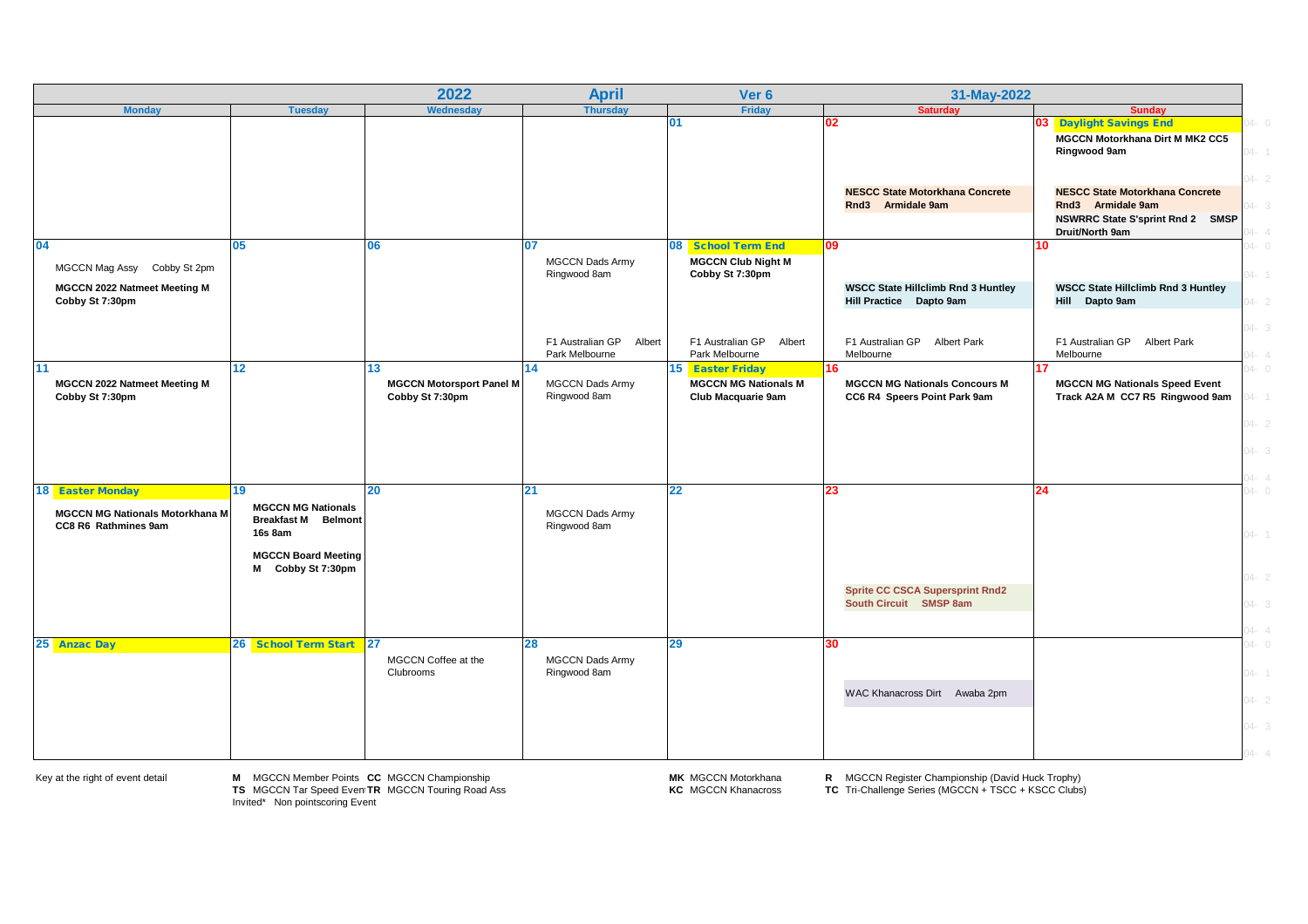| 2022 | | April | | Ver 6 | 31-May-2022 | |
|---|---|---|---|---|---|---|
| **Monday** | **Tuesday** | **Wednesday** | **Thursday** | **Friday** | **Saturday** | **Sunday** |
| | | | | 01 | 02<br>NESCC State Motorkhana Concrete Rnd3 Armidale 9am | 03 Daylight Savings End<br>MGCCN Motorkhana Dirt M MK2 CC5 Ringwood 9am<br>NESCC State Motorkhana Concrete Rnd3 Armidale 9am<br>NSWRRC State S'sprint Rnd 2 SMSP Druit/North 9am |
| 04<br>MGCCN Mag Assy Cobby St 2pm<br>MGCCN 2022 Natmeet Meeting M Cobby St 7:30pm | 05 | 06 | 07<br>MGCCN Dads Army Ringwood 8am<br>F1 Australian GP Albert Park Melbourne | 08 School Term End<br>MGCCN Club Night M Cobby St 7:30pm<br>F1 Australian GP Albert Park Melbourne | 09<br>WSCC State Hillclimb Rnd 3 Huntley Hill Practice Dapto 9am<br>F1 Australian GP Albert Park Melbourne | 10<br>WSCC State Hillclimb Rnd 3 Huntley Hill Dapto 9am<br>F1 Australian GP Albert Park Melbourne |
| 11<br>MGCCN 2022 Natmeet Meeting M Cobby St 7:30pm | 12 | 13<br>MGCCN Motorsport Panel M Cobby St 7:30pm | 14<br>MGCCN Dads Army Ringwood 8am | 15 Easter Friday<br>MGCCN MG Nationals M Club Macquarie 9am | 16<br>MGCCN MG Nationals Concours M CC6 R4 Speers Point Park 9am | 17<br>MGCCN MG Nationals Speed Event Track A2A M CC7 R5 Ringwood 9am |
| 18 Easter Monday<br>MGCCN MG Nationals Motorkhana M CC8 R6 Rathmines 9am | 19<br>MGCCN MG Nationals Breakfast M Belmont 16s 8am<br>MGCCN Board Meeting M Cobby St 7:30pm | 20 | 21<br>MGCCN Dads Army Ringwood 8am | 22 | 23<br>Sprite CC CSCA Supersprint Rnd2 South Circuit SMSP 8am | 24 |
| 25 Anzac Day | 26 School Term Start | 27<br>MGCCN Coffee at the Clubrooms | 28<br>MGCCN Dads Army Ringwood 8am | 29 | 30<br>WAC Khanacross Dirt Awaba 2pm | |

Key at the right of event detail

**M** MGCCN Member Points **CC** MGCCN Championship
**TS** MGCCN Tar Speed Event **TR** MGCCN Touring Road Ass
Invited* Non pointscoring Event

**MK** MGCCN Motorkhana
**KC** MGCCN Khanacross

**R** MGCCN Register Championship (David Huck Trophy)
**TC** Tri-Challenge Series (MGCCN + TSCC + KSCC Clubs)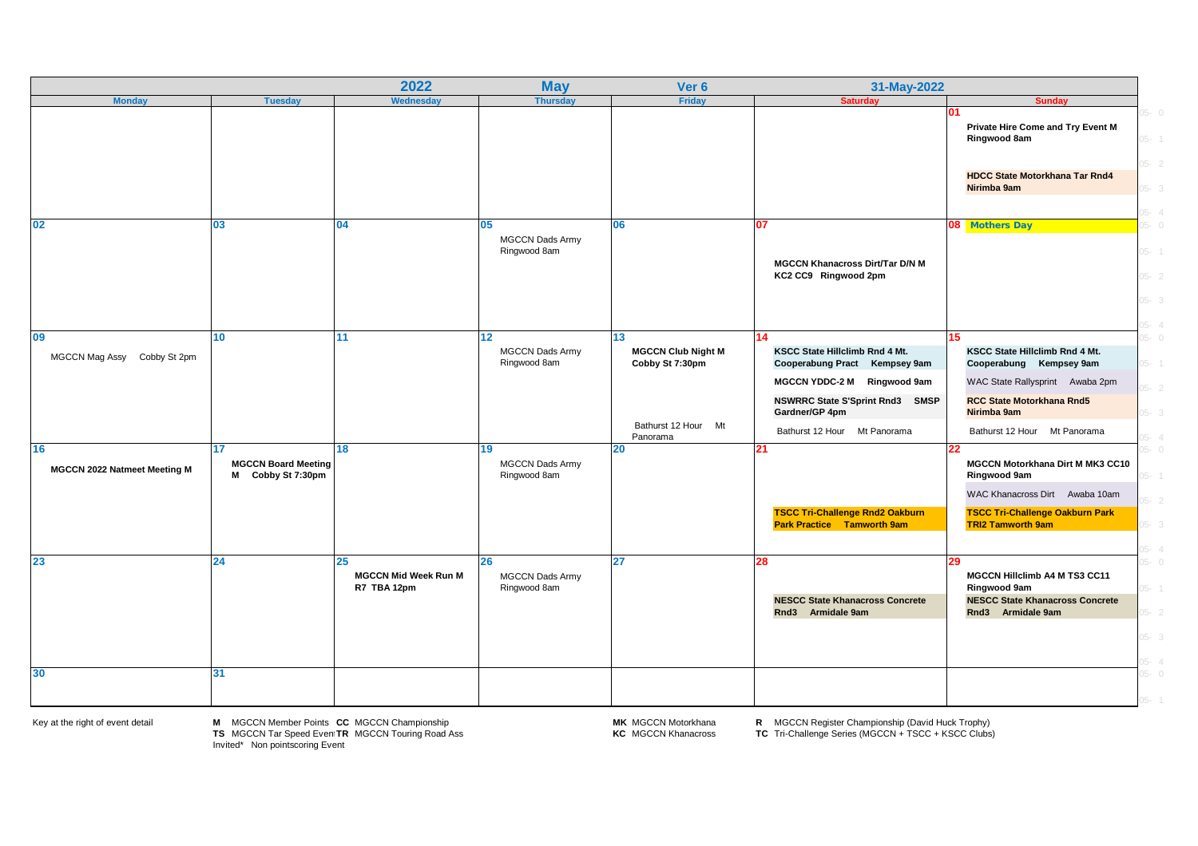| 2022 | | | May | Ver 6 | 31-May-2022 | |
|---|---|---|---|---|---|---|
| **Monday** | **Tuesday** | **Wednesday** | **Thursday** | **Friday** | **Saturday** | **Sunday** |
| | | | | | | **01**<br>**Private Hire Come and Try Event M Ringwood 8am**<br>**HDCC State Motorkhana Tar Rnd4 Nirimba 9am** |
| **02** | **03** | **04** | **05**<br>MGCCN Dads Army Ringwood 8am | **06** | **07**<br>**MGCCN Khanacross Dirt/Tar D/N M KC2 CC9 Ringwood 2pm** | **08 Mothers Day** |
| **09**<br>MGCCN Mag Assy Cobby St 2pm | **10** | **11** | **12**<br>MGCCN Dads Army Ringwood 8am | **13**<br>**MGCCN Club Night M Cobby St 7:30pm**<br>Bathurst 12 Hour Mt Panorama | **14**<br>**KSCC State Hillclimb Rnd 4 Mt. Cooperabung Pract Kempsey 9am**<br>**MGCCN YDDC-2 M Ringwood 9am**<br>**NSWRRC State S'Sprint Rnd3 SMSP Gardner/GP 4pm**<br>Bathurst 12 Hour Mt Panorama | **15**<br>**KSCC State Hillclimb Rnd 4 Mt. Cooperabung Kempsey 9am**<br>WAC State Rallysprint Awaba 2pm<br>**RCC State Motorkhana Rnd5 Nirimba 9am**<br>Bathurst 12 Hour Mt Panorama |
| **16**<br>**MGCCN 2022 Natmeet Meeting M** | **17**<br>**MGCCN Board Meeting M Cobby St 7:30pm** | **18** | **19**<br>MGCCN Dads Army Ringwood 8am | **20** | **21**<br>**TSCC Tri-Challenge Rnd2 Oakburn Park Practice Tamworth 9am** | **22**<br>**MGCCN Motorkhana Dirt M MK3 CC10 Ringwood 9am**<br>WAC Khanacross Dirt Awaba 10am<br>**TSCC Tri-Challenge Oakburn Park TRI2 Tamworth 9am** |
| **23** | **24** | **25**<br>**MGCCN Mid Week Run M R7 TBA 12pm** | **26**<br>MGCCN Dads Army Ringwood 8am | **27** | **28**<br>**NESCC State Khanacross Concrete Rnd3 Armidale 9am** | **29**<br>**MGCCN Hillclimb A4 M TS3 CC11 Ringwood 9am**<br>**NESCC State Khanacross Concrete Rnd3 Armidale 9am** |
| **30** | **31** | | | | | |

Key at the right of event detail

**M** MGCCN Member Points **CC** MGCCN Championship
**TS** MGCCN Tar Speed Event **TR** MGCCN Touring Road Ass
Invited* Non pointscoring Event

**MK** MGCCN Motorkhana
**KC** MGCCN Khanacross

**R** MGCCN Register Championship (David Huck Trophy)
**TC** Tri-Challenge Series (MGCCN + TSCC + KSCC Clubs)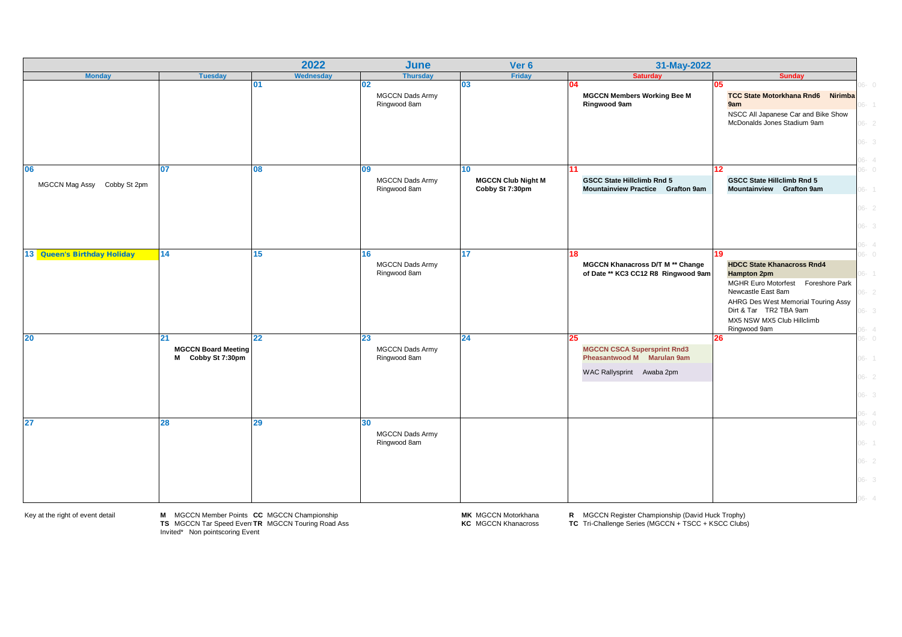| Monday | Tuesday | Wednesday | Thursday | Friday | Saturday | Sunday |
|---|---|---|---|---|---|---|
| 2022 | | | June | Ver 6 | 31-May-2022 | |
| | | 01 | 02<br>MGCCN Dads Army Ringwood 8am | 03 | 04<br>**MGCCN Members Working Bee M Ringwood 9am** | 05<br>**TCC State Motorkhana Rnd6 Nirimba 9am**<br>NSCC All Japanese Car and Bike Show McDonalds Jones Stadium 9am |
| 06<br>MGCCN Mag Assy Cobby St 2pm | 07 | 08 | 09<br>MGCCN Dads Army Ringwood 8am | 10<br>**MGCCN Club Night M Cobby St 7:30pm** | 11<br>**GSCC State Hillclimb Rnd 5 Mountainview Practice Grafton 9am** | 12<br>**GSCC State Hillclimb Rnd 5 Mountainview Grafton 9am** |
| 13 **Queen's Birthday Holiday** | 14 | 15 | 16<br>MGCCN Dads Army Ringwood 8am | 17 | 18<br>**MGCCN Khanacross D/T M ** Change of Date ** KC3 CC12 R8 Ringwood 9am** | 19<br>**HDCC State Khanacross Rnd4 Hampton 2pm**<br>MGHR Euro Motorfest Foreshore Park Newcastle East 8am<br>AHRG Des West Memorial Touring Assy Dirt & Tar TR2 TBA 9am<br>MX5 NSW MX5 Club Hillclimb Ringwood 9am |
| 20 | 21<br>**MGCCN Board Meeting M Cobby St 7:30pm** | 22 | 23<br>MGCCN Dads Army Ringwood 8am | 24 | 25<br>**MGCCN CSCA Supersprint Rnd3 Pheasantwood M Marulan 9am**<br>WAC Rallysprint Awaba 2pm | 26 |
| 27 | 28 | 29 | 30<br>MGCCN Dads Army Ringwood 8am | | | |

Key at the right of event detail

**M** MGCCN Member Points **CC** MGCCN Championship
**TS** MGCCN Tar Speed Event **TR** MGCCN Touring Road Ass
Invited* Non pointscoring Event

**MK** MGCCN Motorkhana
**KC** MGCCN Khanacross

**R** MGCCN Register Championship (David Huck Trophy)
**TC** Tri-Challenge Series (MGCCN + TSCC + KSCC Clubs)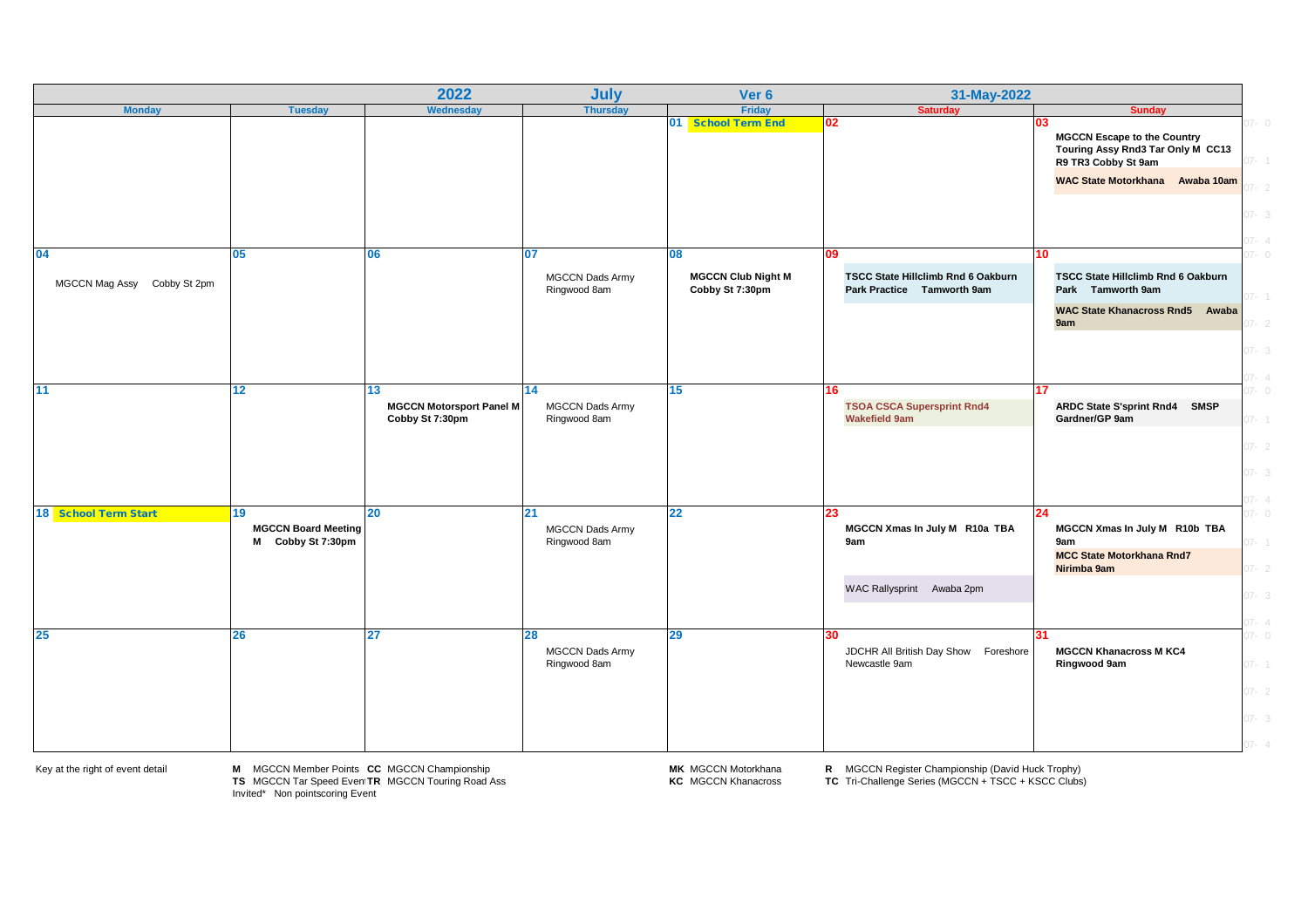| 2022 | July | Ver 6 | 31-May-2022 | | | |
|---|---|---|---|---|---|---|
| **Monday** | **Tuesday** | **Wednesday** | **Thursday** | **Friday** | **Saturday** | **Sunday** |
| | | | | 01 **School Term End** | 02 | 03 **MGCCN Escape to the Country Touring Assy Rnd3 Tar Only M CC13 R9 TR3 Cobby St 9am**; **WAC State Motorkhana Awaba 10am** |
| 04 MGCCN Mag Assy Cobby St 2pm | 05 | 06 | 07 MGCCN Dads Army Ringwood 8am | 08 **MGCCN Club Night M Cobby St 7:30pm** | 09 **TSCC State Hillclimb Rnd 6 Oakburn Park Practice Tamworth 9am** | 10 **TSCC State Hillclimb Rnd 6 Oakburn Park Tamworth 9am**; **WAC State Khanacross Rnd5 Awaba 9am** |
| 11 | 12 | 13 **MGCCN Motorsport Panel M Cobby St 7:30pm** | 14 MGCCN Dads Army Ringwood 8am | 15 | 16 **TSOA CSCA Supersprint Rnd4 Wakefield 9am** | 17 **ARDC State S'sprint Rnd4 SMSP Gardner/GP 9am** |
| 18 **School Term Start** | 19 **MGCCN Board Meeting M Cobby St 7:30pm** | 20 | 21 MGCCN Dads Army Ringwood 8am | 22 | 23 **MGCCN Xmas In July M R10a TBA 9am**; WAC Rallysprint Awaba 2pm | 24 **MGCCN Xmas In July M R10b TBA 9am**; **MCC State Motorkhana Rnd7 Nirimba 9am** |
| 25 | 26 | 27 | 28 MGCCN Dads Army Ringwood 8am | 29 | 30 JDCHR All British Day Show Foreshore Newcastle 9am | 31 **MGCCN Khanacross M KC4 Ringwood 9am** |

Key at the right of event detail

**M** MGCCN Member Points **CC** MGCCN Championship
**TS** MGCCN Tar Speed Event **TR** MGCCN Touring Road Ass
Invited* Non pointscoring Event

**MK** MGCCN Motorkhana
**KC** MGCCN Khanacross

**R** MGCCN Register Championship (David Huck Trophy)
**TC** Tri-Challenge Series (MGCCN + TSCC + KSCC Clubs)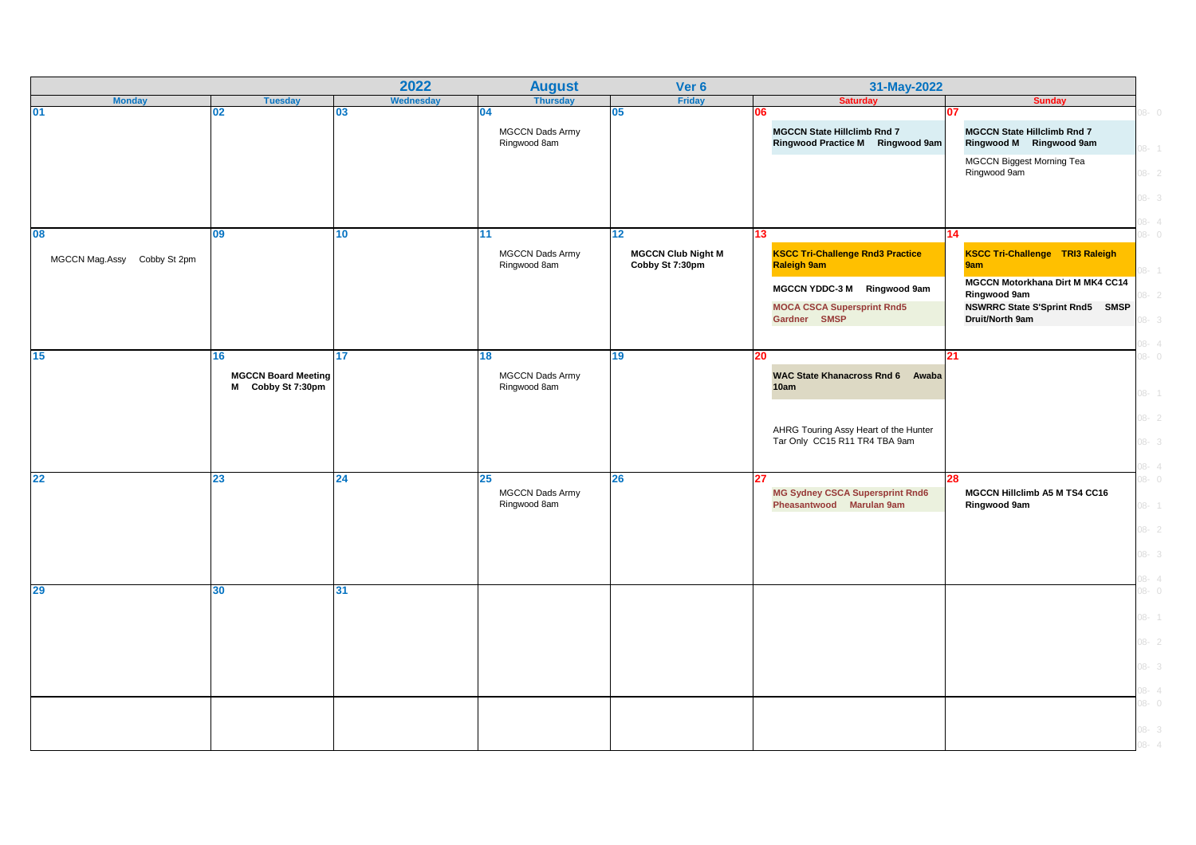| 2022 | | | August | Ver 6 | 31-May-2022 | |
|---|---|---|---|---|---|---|
| **Monday** | **Tuesday** | **Wednesday** | **Thursday** | **Friday** | **Saturday** | **Sunday** |
| **01** | **02** | **03** | **04** MGCCN Dads Army Ringwood 8am | **05** | **06** **MGCCN State Hillclimb Rnd 7 Ringwood Practice M Ringwood 9am** | **07** **MGCCN State Hillclimb Rnd 7 Ringwood M Ringwood 9am** MGCCN Biggest Morning Tea Ringwood 9am |
| **08** MGCCN Mag.Assy Cobby St 2pm | **09** | **10** | **11** MGCCN Dads Army Ringwood 8am | **12** **MGCCN Club Night M Cobby St 7:30pm** | **13** **KSCC Tri-Challenge Rnd3 Practice Raleigh 9am** **MGCCN YDDC-3 M Ringwood 9am** **MOCA CSCA Supersprint Rnd5 Gardner SMSP** | **14** **KSCC Tri-Challenge TRI3 Raleigh 9am** **MGCCN Motorkhana Dirt M MK4 CC14 Ringwood 9am** **NSWRRC State S'Sprint Rnd5 SMSP Druit/North 9am** |
| **15** | **16** **MGCCN Board Meeting M Cobby St 7:30pm** | **17** | **18** MGCCN Dads Army Ringwood 8am | **19** | **20** **WAC State Khanacross Rnd 6 Awaba 10am** AHRG Touring Assy Heart of the Hunter Tar Only CC15 R11 TR4 TBA 9am | **21** |
| **22** | **23** | **24** | **25** MGCCN Dads Army Ringwood 8am | **26** | **27** **MG Sydney CSCA Supersprint Rnd6 Pheasantwood Marulan 9am** | **28** **MGCCN Hillclimb A5 M TS4 CC16 Ringwood 9am** |
| **29** | **30** | **31** | | | | |
| | | | | | | |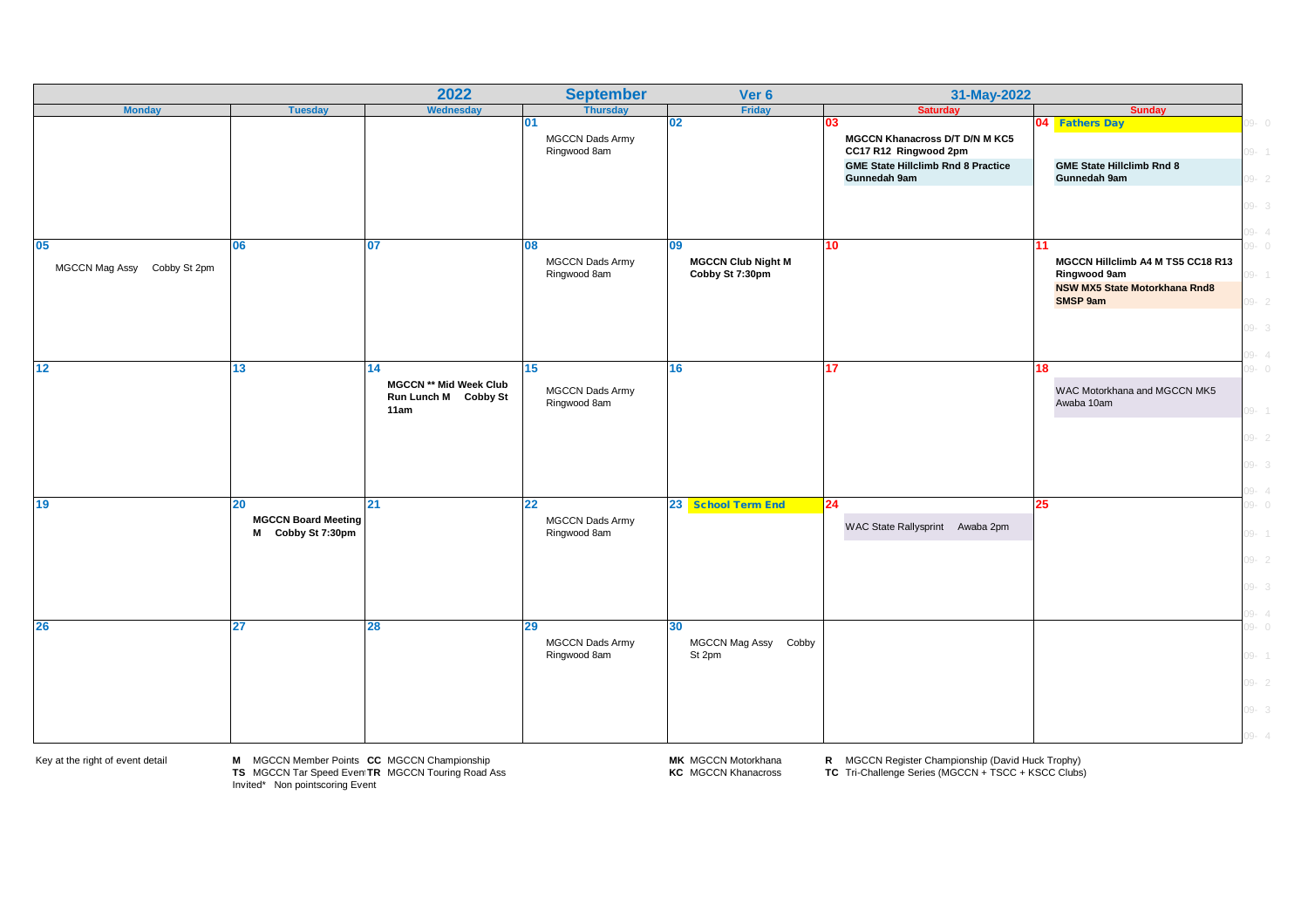| 2022 | | | September | Ver 6 | 31-May-2022 | |
|---|---|---|---|---|---|---|
| **Monday** | **Tuesday** | **Wednesday** | **Thursday** | **Friday** | **Saturday** | **Sunday** |
| | | | **01** MGCCN Dads Army Ringwood 8am | **02** | **03** **MGCCN Khanacross D/T D/N M KC5 CC17 R12 Ringwood 2pm** **GME State Hillclimb Rnd 8 Practice Gunnedah 9am** | **04** **Fathers Day** **GME State Hillclimb Rnd 8 Gunnedah 9am** |
| **05** MGCCN Mag Assy Cobby St 2pm | **06** | **07** | **08** MGCCN Dads Army Ringwood 8am | **09** **MGCCN Club Night M Cobby St 7:30pm** | **10** | **11** **MGCCN Hillclimb A4 M TS5 CC18 R13 Ringwood 9am** **NSW MX5 State Motorkhana Rnd8 SMSP 9am** |
| **12** | **13** | **14** **MGCCN ** Mid Week Club Run Lunch M Cobby St 11am** | **15** MGCCN Dads Army Ringwood 8am | **16** | **17** | **18** WAC Motorkhana and MGCCN MK5 Awaba 10am |
| **19** | **20** **MGCCN Board Meeting M Cobby St 7:30pm** | **21** | **22** MGCCN Dads Army Ringwood 8am | **23** **School Term End** | **24** WAC State Rallysprint Awaba 2pm | **25** |
| **26** | **27** | **28** | **29** MGCCN Dads Army Ringwood 8am | **30** MGCCN Mag Assy Cobby St 2pm | | |

Key at the right of event detail

**M** MGCCN Member Points **CC** MGCCN Championship
**TS** MGCCN Tar Speed Event **TR** MGCCN Touring Road Ass
Invited* Non pointscoring Event

**MK** MGCCN Motorkhana
**KC** MGCCN Khanacross

**R** MGCCN Register Championship (David Huck Trophy)
**TC** Tri-Challenge Series (MGCCN + TSCC + KSCC Clubs)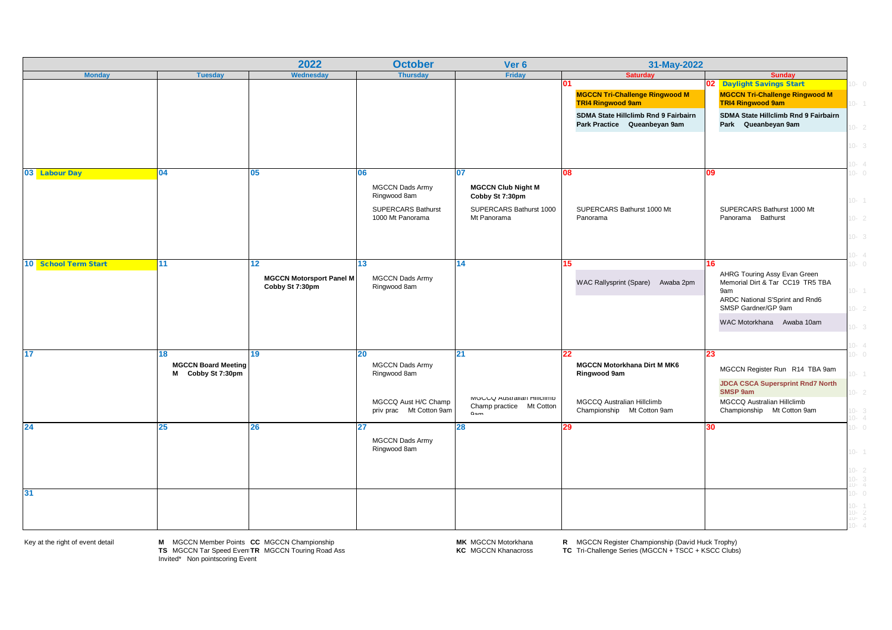| 2022 | | | October | Ver 6 | 31-May-2022 | |
|---|---|---|---|---|---|---|
| **Monday** | **Tuesday** | **Wednesday** | **Thursday** | **Friday** | **Saturday** | **Sunday** |
| | | | | | **01** **MGCCN Tri-Challenge Ringwood M TRI4 Ringwood 9am** **SDMA State Hillclimb Rnd 9 Fairbairn Park Practice Queanbeyan 9am** | **02** **Daylight Savings Start** **MGCCN Tri-Challenge Ringwood M TRI4 Ringwood 9am** **SDMA State Hillclimb Rnd 9 Fairbairn Park Queanbeyan 9am** |
| **03** **Labour Day** | **04** | **05** | **06** MGCCN Dads Army Ringwood 8am SUPERCARS Bathurst 1000 Mt Panorama | **07** **MGCCN Club Night M Cobby St 7:30pm** SUPERCARS Bathurst 1000 Mt Panorama | **08** SUPERCARS Bathurst 1000 Mt Panorama | **09** SUPERCARS Bathurst 1000 Mt Panorama Bathurst |
| **10** **School Term Start** | **11** | **12** **MGCCN Motorsport Panel M Cobby St 7:30pm** | **13** MGCCN Dads Army Ringwood 8am | **14** | **15** WAC Rallysprint (Spare) Awaba 2pm | **16** AHRG Touring Assy Evan Green Memorial Dirt & Tar CC19 TR5 TBA 9am ARDC National S'Sprint and Rnd6 SMSP Gardner/GP 9am WAC Motorkhana Awaba 10am |
| **17** | **18** **MGCCN Board Meeting M Cobby St 7:30pm** | **19** | **20** MGCCN Dads Army Ringwood 8am MGCCQ Aust H/C Champ priv prac Mt Cotton 9am | **21** MGCCQ Australian Hillclimb Champ practice Mt Cotton 9am | **22** **MGCCN Motorkhana Dirt M MK6 Ringwood 9am** MGCCQ Australian Hillclimb Championship Mt Cotton 9am | **23** MGCCN Register Run R14 TBA 9am **JDCA CSCA Supersprint Rnd7 North SMSP 9am** MGCCQ Australian Hillclimb Championship Mt Cotton 9am |
| **24** | **25** | **26** | **27** MGCCN Dads Army Ringwood 8am | **28** | **29** | **30** |
| **31** | | | | | | |

Key at the right of event detail

**M** MGCCN Member Points **CC** MGCCN Championship
**TS** MGCCN Tar Speed Event **TR** MGCCN Touring Road Ass
Invited* Non pointscoring Event

**MK** MGCCN Motorkhana
**KC** MGCCN Khanacross

**R** MGCCN Register Championship (David Huck Trophy)
**TC** Tri-Challenge Series (MGCCN + TSCC + KSCC Clubs)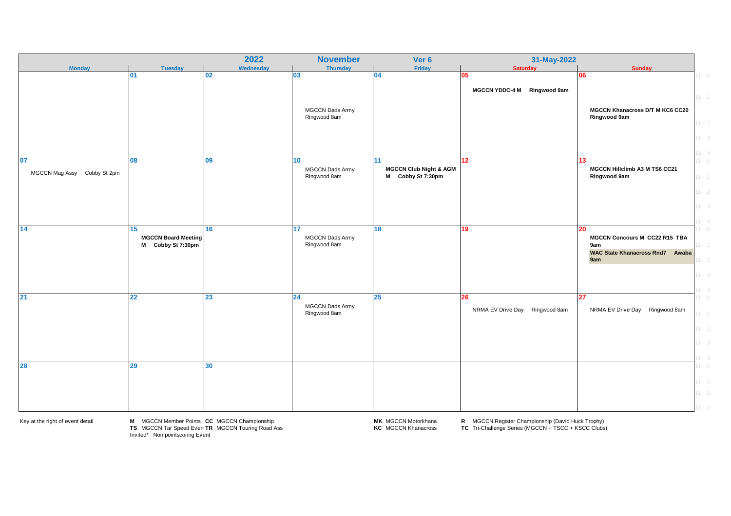| Monday | Tuesday | Wednesday | Thursday | Friday | Saturday | Sunday |
|---|---|---|---|---|---|---|
| | 01 | 02 | 03<br>MGCCN Dads Army Ringwood 8am | 04 | 05<br>**MGCCN YDDC-4 M Ringwood 9am** | 06<br>**MGCCN Khanacross D/T M KC6 CC20 Ringwood 9am** |
| 07<br>MGCCN Mag Assy Cobby St 2pm | 08 | 09 | 10<br>MGCCN Dads Army Ringwood 8am | 11<br>**MGCCN Club Night & AGM M Cobby St 7:30pm** | 12 | 13<br>**MGCCN Hillclimb A3 M TS6 CC21 Ringwood 9am** |
| 14 | 15<br>**MGCCN Board Meeting M Cobby St 7:30pm** | 16 | 17<br>MGCCN Dads Army Ringwood 8am | 18 | 19 | 20<br>**MGCCN Concours M CC22 R15 TBA 9am**<br>**WAC State Khanacross Rnd7 Awaba 9am** |
| 21 | 22 | 23 | 24<br>MGCCN Dads Army Ringwood 8am | 25 | 26<br>NRMA EV Drive Day Ringwood 8am | 27<br>NRMA EV Drive Day Ringwood 8am |
| 28 | 29 | 30 | | | | |

Key at the right of event detail

**M** MGCCN Member Points **CC** MGCCN Championship
**TS** MGCCN Tar Speed Event **TR** MGCCN Touring Road Ass
Invited* Non pointscoring Event

**MK** MGCCN Motorkhana
**KC** MGCCN Khanacross

**R** MGCCN Register Championship (David Huck Trophy)
**TC** Tri-Challenge Series (MGCCN + TSCC + KSCC Clubs)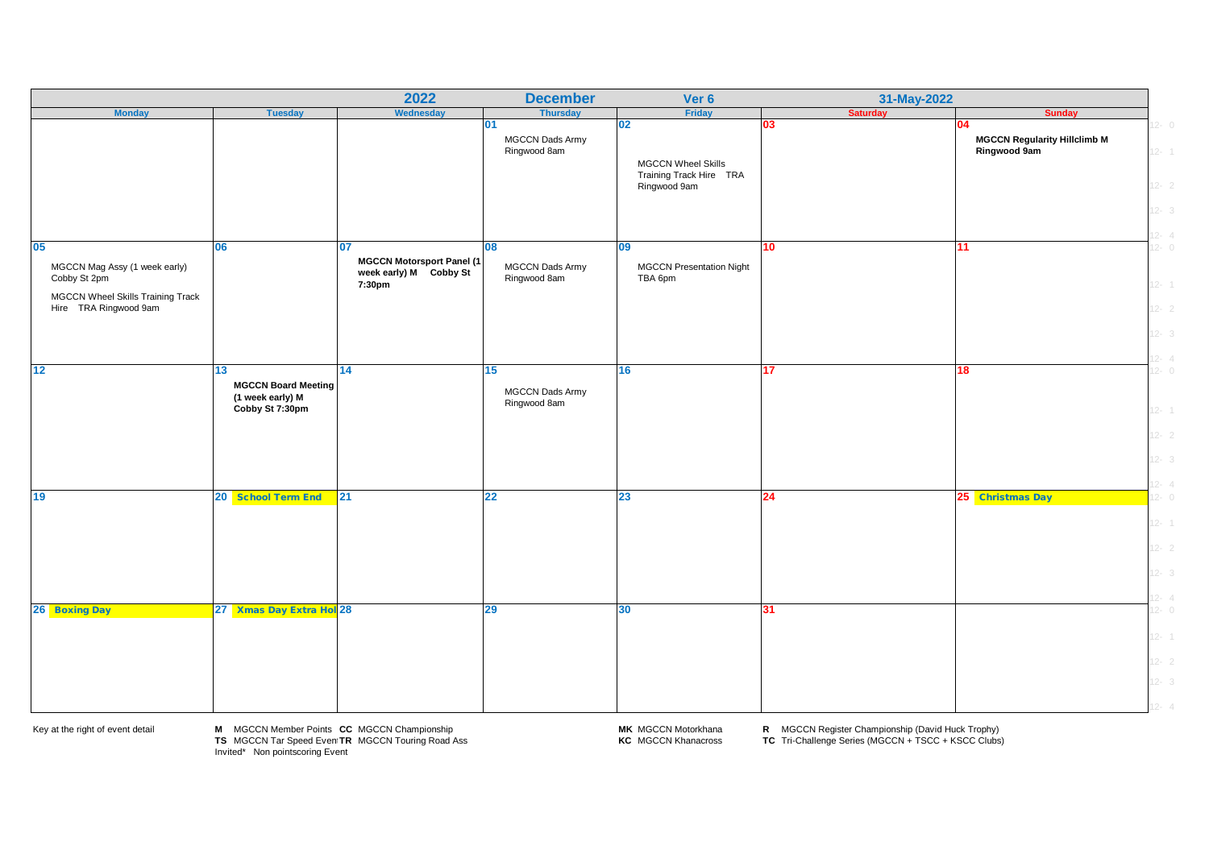| 2022 | | | December | Ver 6 | 31-May-2022 | |
|---|---|---|---|---|---|---|
| **Monday** | **Tuesday** | **Wednesday** | **Thursday** | **Friday** | **Saturday** | **Sunday** |
| | | | 01<br>MGCCN Dads Army Ringwood 8am | 02<br>MGCCN Wheel Skills Training Track Hire TRA Ringwood 9am | 03 | 04<br>**MGCCN Regularity Hillclimb M Ringwood 9am** |
| 05<br>MGCCN Mag Assy (1 week early) Cobby St 2pm<br>MGCCN Wheel Skills Training Track Hire TRA Ringwood 9am | 06 | 07<br>**MGCCN Motorsport Panel (1 week early) M Cobby St 7:30pm** | 08<br>MGCCN Dads Army Ringwood 8am | 09<br>MGCCN Presentation Night TBA 6pm | 10 | 11 |
| 12 | 13<br>**MGCCN Board Meeting (1 week early) M Cobby St 7:30pm** | 14 | 15<br>MGCCN Dads Army Ringwood 8am | 16 | 17 | 18 |
| 19 | 20 **School Term End** | 21 | 22 | 23 | 24 | 25 **Christmas Day** |
| 26 **Boxing Day** | 27 **Xmas Day Extra Hol** | 28 | 29 | 30 | 31 | |

Key at the right of event detail

**M** MGCCN Member Points **CC** MGCCN Championship
**TS** MGCCN Tar Speed Event **TR** MGCCN Touring Road Ass
Invited* Non pointscoring Event

**MK** MGCCN Motorkhana
**KC** MGCCN Khanacross

**R** MGCCN Register Championship (David Huck Trophy)
**TC** Tri-Challenge Series (MGCCN + TSCC + KSCC Clubs)